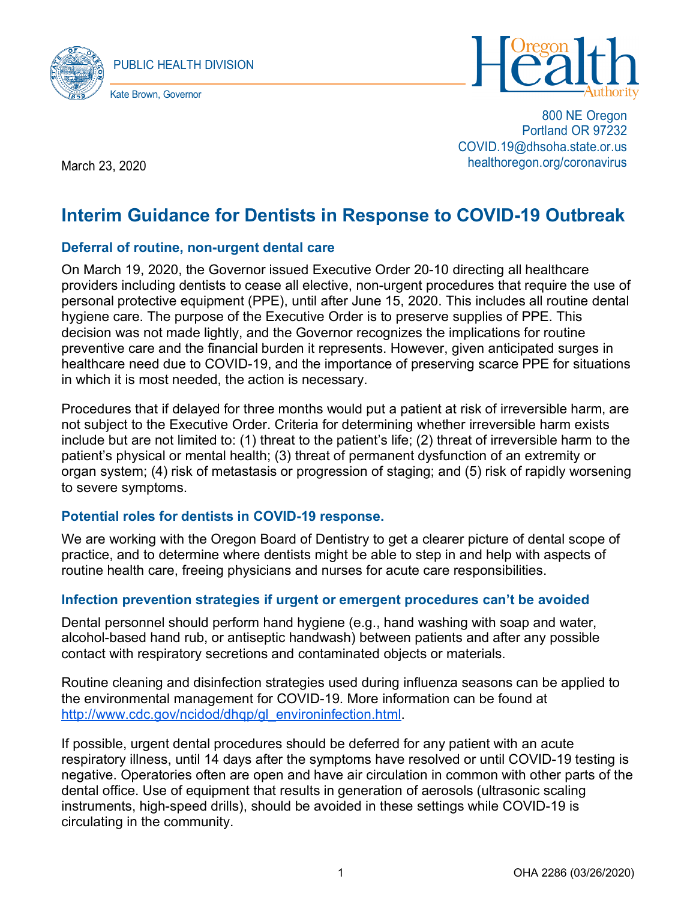PUBLIC HEALTH DIVISION

Kate Brown, Governor

800 NE Oregon
Portland OR 97232
COVID.19@dhsoha.state.or.us
healthoregon.org/coronavirus

March 23, 2020

# Interim Guidance for Dentists in Response to COVID-19 Outbreak

## Deferral of routine, non-urgent dental care

On March 19, 2020, the Governor issued Executive Order 20-10 directing all healthcare providers including dentists to cease all elective, non-urgent procedures that require the use of personal protective equipment (PPE), until after June 15, 2020. This includes all routine dental hygiene care. The purpose of the Executive Order is to preserve supplies of PPE. This decision was not made lightly, and the Governor recognizes the implications for routine preventive care and the financial burden it represents. However, given anticipated surges in healthcare need due to COVID-19, and the importance of preserving scarce PPE for situations in which it is most needed, the action is necessary.

Procedures that if delayed for three months would put a patient at risk of irreversible harm, are not subject to the Executive Order. Criteria for determining whether irreversible harm exists include but are not limited to: (1) threat to the patient's life; (2) threat of irreversible harm to the patient's physical or mental health; (3) threat of permanent dysfunction of an extremity or organ system; (4) risk of metastasis or progression of staging; and (5) risk of rapidly worsening to severe symptoms.

## Potential roles for dentists in COVID-19 response.

We are working with the Oregon Board of Dentistry to get a clearer picture of dental scope of practice, and to determine where dentists might be able to step in and help with aspects of routine health care, freeing physicians and nurses for acute care responsibilities.

## Infection prevention strategies if urgent or emergent procedures can't be avoided

Dental personnel should perform hand hygiene (e.g., hand washing with soap and water, alcohol-based hand rub, or antiseptic handwash) between patients and after any possible contact with respiratory secretions and contaminated objects or materials.

Routine cleaning and disinfection strategies used during influenza seasons can be applied to the environmental management for COVID-19. More information can be found at http://www.cdc.gov/ncidod/dhqp/gl_environinfection.html.

If possible, urgent dental procedures should be deferred for any patient with an acute respiratory illness, until 14 days after the symptoms have resolved or until COVID-19 testing is negative. Operatories often are open and have air circulation in common with other parts of the dental office. Use of equipment that results in generation of aerosols (ultrasonic scaling instruments, high-speed drills), should be avoided in these settings while COVID-19 is circulating in the community.

OHA 2286 (03/26/2020)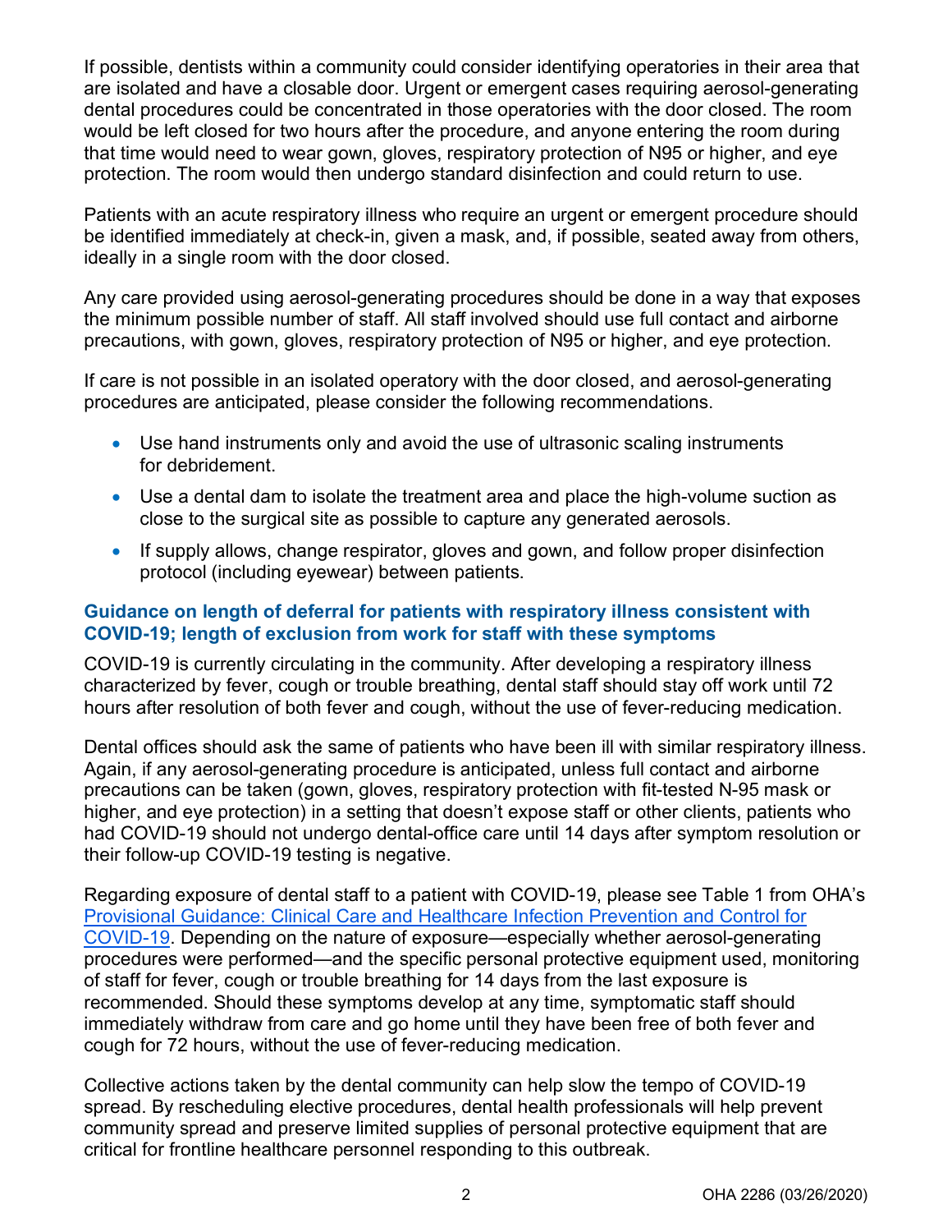If possible, dentists within a community could consider identifying operatories in their area that are isolated and have a closable door. Urgent or emergent cases requiring aerosol-generating dental procedures could be concentrated in those operatories with the door closed. The room would be left closed for two hours after the procedure, and anyone entering the room during that time would need to wear gown, gloves, respiratory protection of N95 or higher, and eye protection. The room would then undergo standard disinfection and could return to use.

Patients with an acute respiratory illness who require an urgent or emergent procedure should be identified immediately at check-in, given a mask, and, if possible, seated away from others, ideally in a single room with the door closed.

Any care provided using aerosol-generating procedures should be done in a way that exposes the minimum possible number of staff. All staff involved should use full contact and airborne precautions, with gown, gloves, respiratory protection of N95 or higher, and eye protection.

If care is not possible in an isolated operatory with the door closed, and aerosol-generating procedures are anticipated, please consider the following recommendations.

- Use hand instruments only and avoid the use of ultrasonic scaling instruments for debridement.
- Use a dental dam to isolate the treatment area and place the high-volume suction as close to the surgical site as possible to capture any generated aerosols.
- If supply allows, change respirator, gloves and gown, and follow proper disinfection protocol (including eyewear) between patients.

### Guidance on length of deferral for patients with respiratory illness consistent with COVID-19; length of exclusion from work for staff with these symptoms

COVID-19 is currently circulating in the community. After developing a respiratory illness characterized by fever, cough or trouble breathing, dental staff should stay off work until 72 hours after resolution of both fever and cough, without the use of fever-reducing medication.

Dental offices should ask the same of patients who have been ill with similar respiratory illness. Again, if any aerosol-generating procedure is anticipated, unless full contact and airborne precautions can be taken (gown, gloves, respiratory protection with fit-tested N-95 mask or higher, and eye protection) in a setting that doesn't expose staff or other clients, patients who had COVID-19 should not undergo dental-office care until 14 days after symptom resolution or their follow-up COVID-19 testing is negative.

Regarding exposure of dental staff to a patient with COVID-19, please see Table 1 from OHA's [Provisional Guidance: Clinical Care and Healthcare Infection Prevention and Control for COVID-19](). Depending on the nature of exposure—especially whether aerosol-generating procedures were performed—and the specific personal protective equipment used, monitoring of staff for fever, cough or trouble breathing for 14 days from the last exposure is recommended. Should these symptoms develop at any time, symptomatic staff should immediately withdraw from care and go home until they have been free of both fever and cough for 72 hours, without the use of fever-reducing medication.

Collective actions taken by the dental community can help slow the tempo of COVID-19 spread. By rescheduling elective procedures, dental health professionals will help prevent community spread and preserve limited supplies of personal protective equipment that are critical for frontline healthcare personnel responding to this outbreak.

OHA 2286 (03/26/2020)